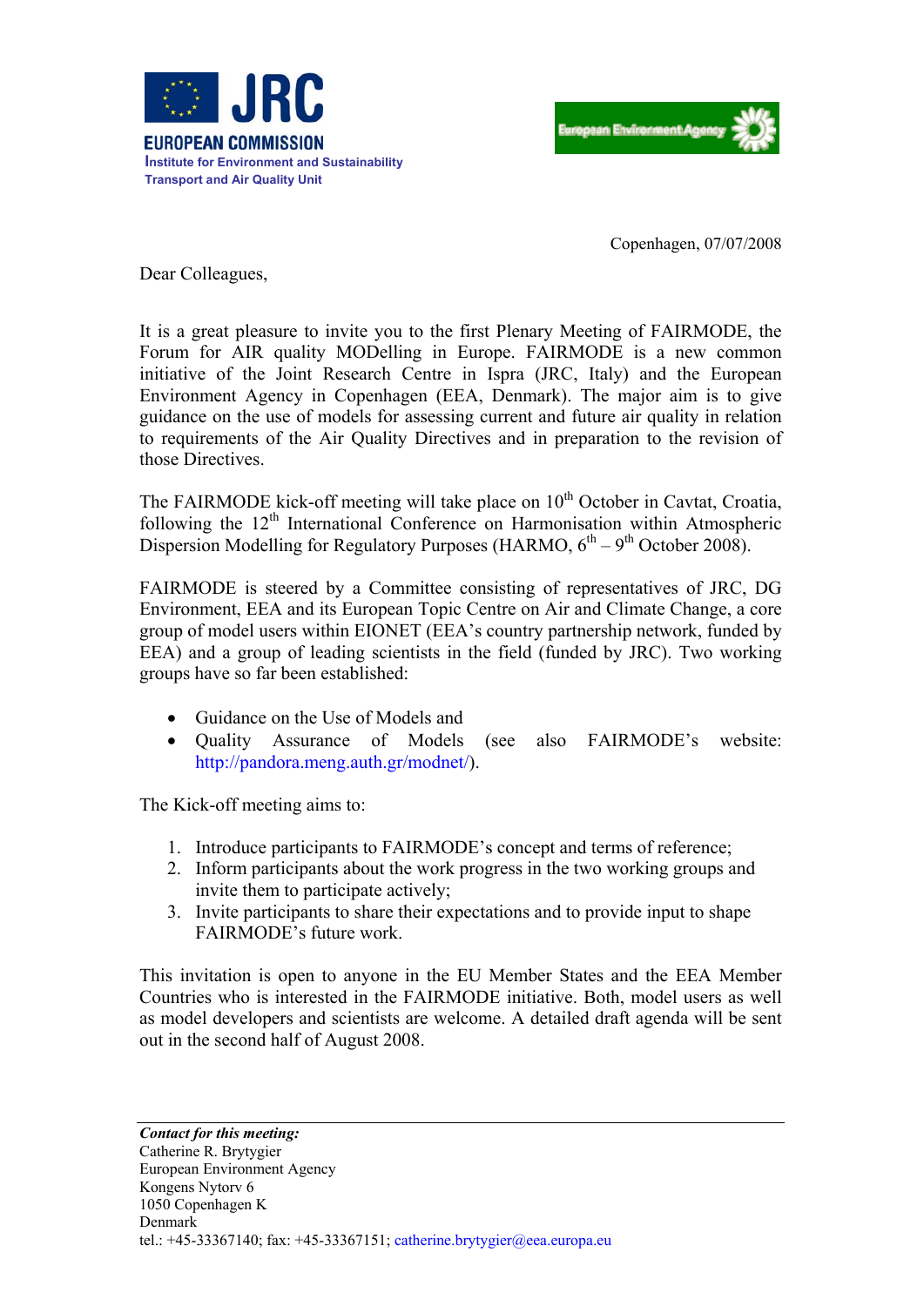JRC

EUROPEAN COMMISSION

Institute for Environment and Sustainability

Transport and Air Quality Unit

European Environment Agency

Copenhagen, 07/07/2008

Dear Colleagues,

It is a great pleasure to invite you to the first Plenary Meeting of FAIRMODE, the Forum for AIR quality MODelling in Europe. FAIRMODE is a new common initiative of the Joint Research Centre in Ispra (JRC, Italy) and the European Environment Agency in Copenhagen (EEA, Denmark). The major aim is to give guidance on the use of models for assessing current and future air quality in relation to requirements of the Air Quality Directives and in preparation to the revision of those Directives.

The FAIRMODE kick-off meeting will take place on 10th October in Cavtat, Croatia, following the 12th International Conference on Harmonisation within Atmospheric Dispersion Modelling for Regulatory Purposes (HARMO, 6th – 9th October 2008).

FAIRMODE is steered by a Committee consisting of representatives of JRC, DG Environment, EEA and its European Topic Centre on Air and Climate Change, a core group of model users within EIONET (EEA's country partnership network, funded by EEA) and a group of leading scientists in the field (funded by JRC). Two working groups have so far been established:

- Guidance on the Use of Models and
- Quality Assurance of Models (see also FAIRMODE's website: http://pandora.meng.auth.gr/modnet/).

The Kick-off meeting aims to:

1. Introduce participants to FAIRMODE's concept and terms of reference;
2. Inform participants about the work progress in the two working groups and invite them to participate actively;
3. Invite participants to share their expectations and to provide input to shape FAIRMODE's future work.

This invitation is open to anyone in the EU Member States and the EEA Member Countries who is interested in the FAIRMODE initiative. Both, model users as well as model developers and scientists are welcome. A detailed draft agenda will be sent out in the second half of August 2008.

***Contact for this meeting:***
Catherine R. Brytygier
European Environment Agency
Kongens Nytorv 6
1050 Copenhagen K
Denmark
tel.: +45-33367140; fax: +45-33367151; catherine.brytygier@eea.europa.eu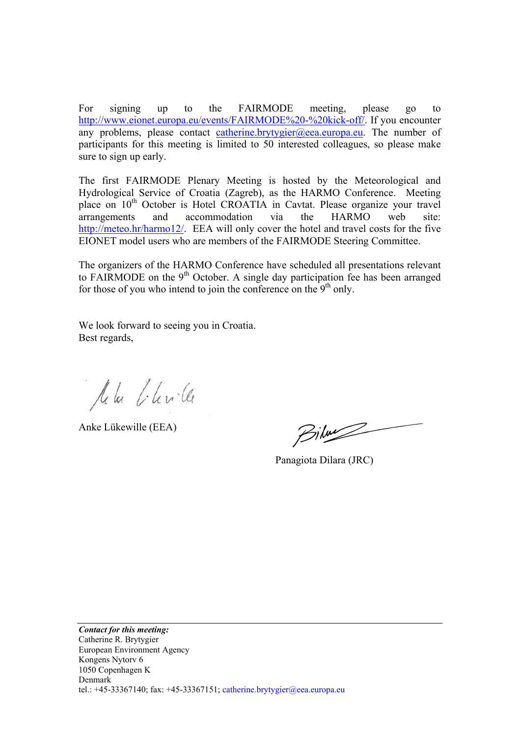For signing up to the FAIRMODE meeting, please go to http://www.eionet.europa.eu/events/FAIRMODE%20-%20kick-off/. If you encounter any problems, please contact catherine.brytygier@eea.europa.eu. The number of participants for this meeting is limited to 50 interested colleagues, so please make sure to sign up early.

The first FAIRMODE Plenary Meeting is hosted by the Meteorological and Hydrological Service of Croatia (Zagreb), as the HARMO Conference. Meeting place on 10th October is Hotel CROATIA in Cavtat. Please organize your travel arrangements and accommodation via the HARMO web site: http://meteo.hr/harmo12/. EEA will only cover the hotel and travel costs for the five EIONET model users who are members of the FAIRMODE Steering Committee.

The organizers of the HARMO Conference have scheduled all presentations relevant to FAIRMODE on the 9th October. A single day participation fee has been arranged for those of you who intend to join the conference on the 9th only.

We look forward to seeing you in Croatia.
Best regards,

Anke Lükewille (EEA)

Panagiota Dilara (JRC)

---

***Contact for this meeting:***
Catherine R. Brytygier
European Environment Agency
Kongens Nytorv 6
1050 Copenhagen K
Denmark
tel.: +45-33367140; fax: +45-33367151; catherine.brytygier@eea.europa.eu